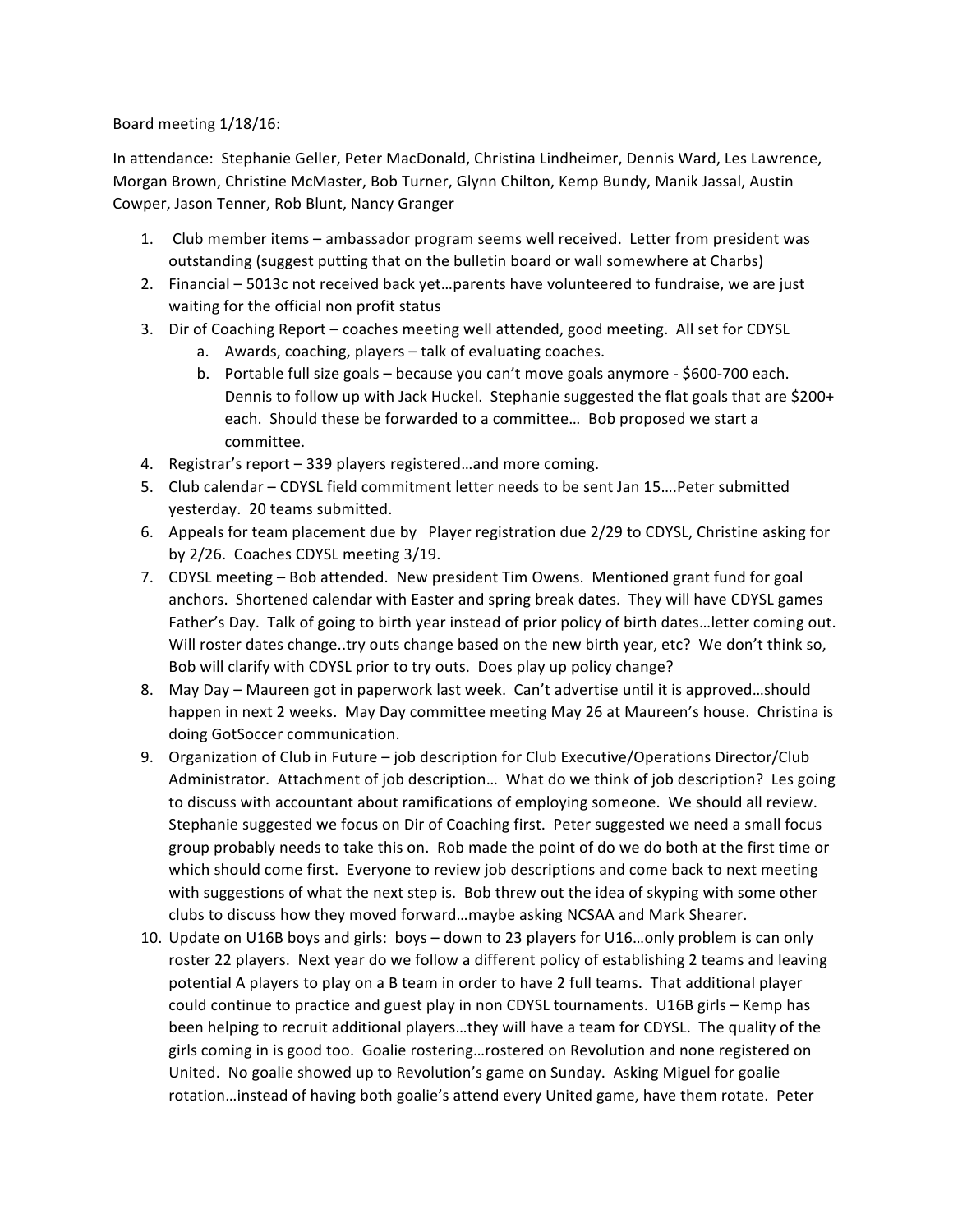Board meeting 1/18/16:

In attendance: Stephanie Geller, Peter MacDonald, Christina Lindheimer, Dennis Ward, Les Lawrence, Morgan Brown, Christine McMaster, Bob Turner, Glynn Chilton, Kemp Bundy, Manik Jassal, Austin Cowper, Jason Tenner, Rob Blunt, Nancy Granger

1. Club member items – ambassador program seems well received. Letter from president was outstanding (suggest putting that on the bulletin board or wall somewhere at Charbs)
2. Financial – 5013c not received back yet…parents have volunteered to fundraise, we are just waiting for the official non profit status
3. Dir of Coaching Report – coaches meeting well attended, good meeting. All set for CDYSL
   a. Awards, coaching, players – talk of evaluating coaches.
   b. Portable full size goals – because you can't move goals anymore - $600-700 each. Dennis to follow up with Jack Huckel. Stephanie suggested the flat goals that are $200+ each. Should these be forwarded to a committee… Bob proposed we start a committee.
4. Registrar's report – 339 players registered…and more coming.
5. Club calendar – CDYSL field commitment letter needs to be sent Jan 15….Peter submitted yesterday. 20 teams submitted.
6. Appeals for team placement due by Player registration due 2/29 to CDYSL, Christine asking for by 2/26. Coaches CDYSL meeting 3/19.
7. CDYSL meeting – Bob attended. New president Tim Owens. Mentioned grant fund for goal anchors. Shortened calendar with Easter and spring break dates. They will have CDYSL games Father's Day. Talk of going to birth year instead of prior policy of birth dates…letter coming out. Will roster dates change..try outs change based on the new birth year, etc? We don't think so, Bob will clarify with CDYSL prior to try outs. Does play up policy change?
8. May Day – Maureen got in paperwork last week. Can't advertise until it is approved…should happen in next 2 weeks. May Day committee meeting May 26 at Maureen's house. Christina is doing GotSoccer communication.
9. Organization of Club in Future – job description for Club Executive/Operations Director/Club Administrator. Attachment of job description… What do we think of job description? Les going to discuss with accountant about ramifications of employing someone. We should all review. Stephanie suggested we focus on Dir of Coaching first. Peter suggested we need a small focus group probably needs to take this on. Rob made the point of do we do both at the first time or which should come first. Everyone to review job descriptions and come back to next meeting with suggestions of what the next step is. Bob threw out the idea of skyping with some other clubs to discuss how they moved forward…maybe asking NCSAA and Mark Shearer.
10. Update on U16B boys and girls: boys – down to 23 players for U16…only problem is can only roster 22 players. Next year do we follow a different policy of establishing 2 teams and leaving potential A players to play on a B team in order to have 2 full teams. That additional player could continue to practice and guest play in non CDYSL tournaments. U16B girls – Kemp has been helping to recruit additional players…they will have a team for CDYSL. The quality of the girls coming in is good too. Goalie rostering…rostered on Revolution and none registered on United. No goalie showed up to Revolution's game on Sunday. Asking Miguel for goalie rotation…instead of having both goalie's attend every United game, have them rotate. Peter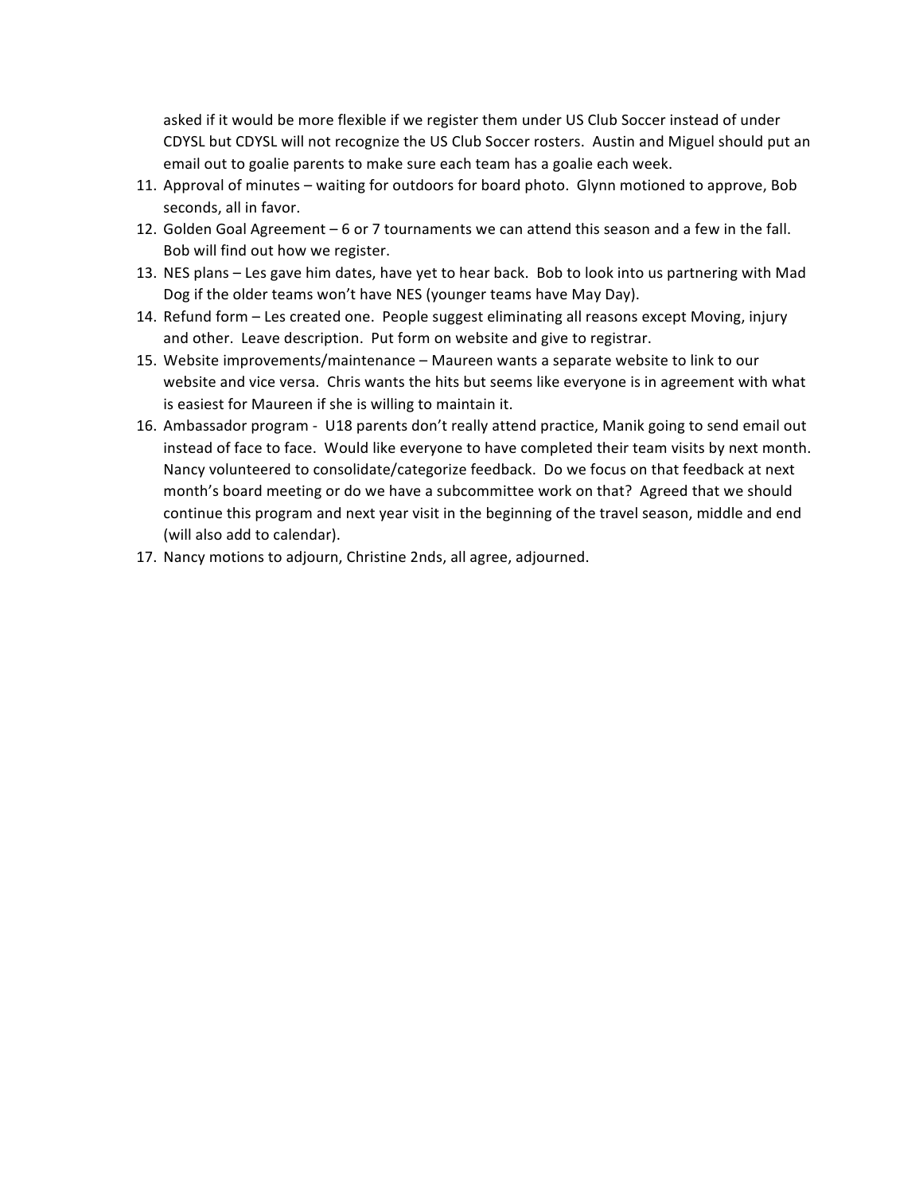asked if it would be more flexible if we register them under US Club Soccer instead of under CDYSL but CDYSL will not recognize the US Club Soccer rosters. Austin and Miguel should put an email out to goalie parents to make sure each team has a goalie each week.

11. Approval of minutes – waiting for outdoors for board photo. Glynn motioned to approve, Bob seconds, all in favor.
12. Golden Goal Agreement – 6 or 7 tournaments we can attend this season and a few in the fall. Bob will find out how we register.
13. NES plans – Les gave him dates, have yet to hear back. Bob to look into us partnering with Mad Dog if the older teams won't have NES (younger teams have May Day).
14. Refund form – Les created one. People suggest eliminating all reasons except Moving, injury and other. Leave description. Put form on website and give to registrar.
15. Website improvements/maintenance – Maureen wants a separate website to link to our website and vice versa. Chris wants the hits but seems like everyone is in agreement with what is easiest for Maureen if she is willing to maintain it.
16. Ambassador program - U18 parents don't really attend practice, Manik going to send email out instead of face to face. Would like everyone to have completed their team visits by next month. Nancy volunteered to consolidate/categorize feedback. Do we focus on that feedback at next month's board meeting or do we have a subcommittee work on that? Agreed that we should continue this program and next year visit in the beginning of the travel season, middle and end (will also add to calendar).
17. Nancy motions to adjourn, Christine 2nds, all agree, adjourned.